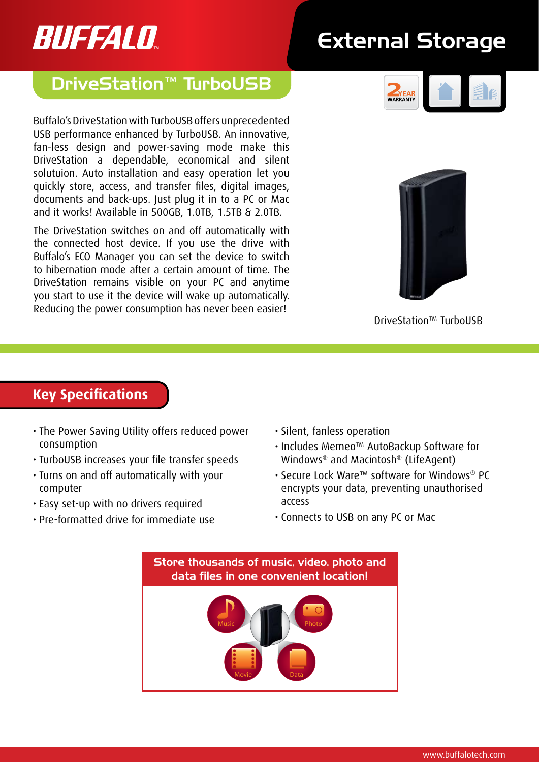# BUFFALO

# External Storage

## DriveStation™ TurboUSB

Buffalo's DriveStation with TurboUSB offers unprecedented USB performance enhanced by TurboUSB. An innovative, fan-less design and power-saving mode make this DriveStation a dependable, economical and silent solutuion. Auto installation and easy operation let you quickly store, access, and transfer files, digital images, documents and back-ups. Just plug it in to a PC or Mac and it works! Available in 500GB, 1.0TB, 1.5TB & 2.0TB.

The DriveStation switches on and off automatically with the connected host device. If you use the drive with Buffalo's ECO Manager you can set the device to switch to hibernation mode after a certain amount of time. The DriveStation remains visible on your PC and anytime you start to use it the device will wake up automatically. Reducing the power consumption has never been easier!

2 YEAR WARRANTY

DriveStation™ TurboUSB

## Key Specifications

- The Power Saving Utility offers reduced power consumption
- TurboUSB increases your file transfer speeds
- Turns on and off automatically with your computer
- Easy set-up with no drivers required
- Pre-formatted drive for immediate use
- Silent, fanless operation
- Includes Memeo™ AutoBackup Software for Windows® and Macintosh® (LifeAgent)
- Secure Lock Ware™ software for Windows® PC encrypts your data, preventing unauthorised access
- Connects to USB on any PC or Mac

**Store thousands of music, video, photo and data files in one convenient location!**

Music · Photo · Movie · Data

www.buffalotech.com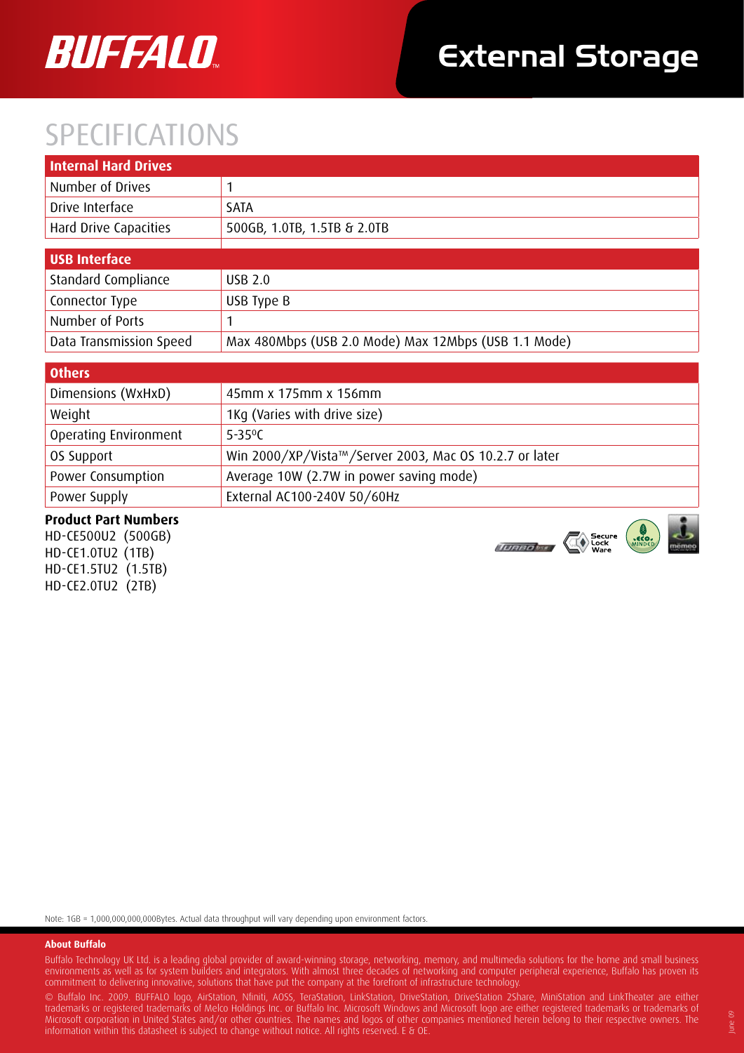# SPECIFICATIONS

| Internal Hard Drives | |
|---|---|
| Number of Drives | 1 |
| Drive Interface | SATA |
| Hard Drive Capacities | 500GB, 1.0TB, 1.5TB & 2.0TB |

| USB Interface | |
|---|---|
| Standard Compliance | USB 2.0 |
| Connector Type | USB Type B |
| Number of Ports | 1 |
| Data Transmission Speed | Max 480Mbps (USB 2.0 Mode) Max 12Mbps (USB 1.1 Mode) |

| Others | |
|---|---|
| Dimensions (WxHxD) | 45mm x 175mm x 156mm |
| Weight | 1Kg (Varies with drive size) |
| Operating Environment | 5-35ºC |
| OS Support | Win 2000/XP/Vista™/Server 2003, Mac OS 10.2.7 or later |
| Power Consumption | Average 10W (2.7W in power saving mode) |
| Power Supply | External AC100-240V 50/60Hz |

**Product Part Numbers**

HD-CE500U2 (500GB)
HD-CE1.0TU2 (1TB)
HD-CE1.5TU2 (1.5TB)
HD-CE2.0TU2 (2TB)

Note: 1GB = 1,000,000,000,000Bytes. Actual data throughput will vary depending upon environment factors.

**About Buffalo**

Buffalo Technology UK Ltd. is a leading global provider of award-winning storage, networking, memory, and multimedia solutions for the home and small business environments as well as for system builders and integrators. With almost three decades of networking and computer peripheral experience, Buffalo has proven its commitment to delivering innovative, solutions that have put the company at the forefront of infrastructure technology.

© Buffalo Inc. 2009. BUFFALO logo, AirStation, Nfiniti, AOSS, TeraStation, LinkStation, DriveStation, DriveStation 2Share, MiniStation and LinkTheater are either trademarks or registered trademarks of Melco Holdings Inc. or Buffalo Inc. Microsoft Windows and Microsoft logo are either registered trademarks or trademarks of Microsoft corporation in United States and/or other countries. The names and logos of other companies mentioned herein belong to their respective owners. The information within this datasheet is subject to change without notice. All rights reserved. E & OE.

June 09